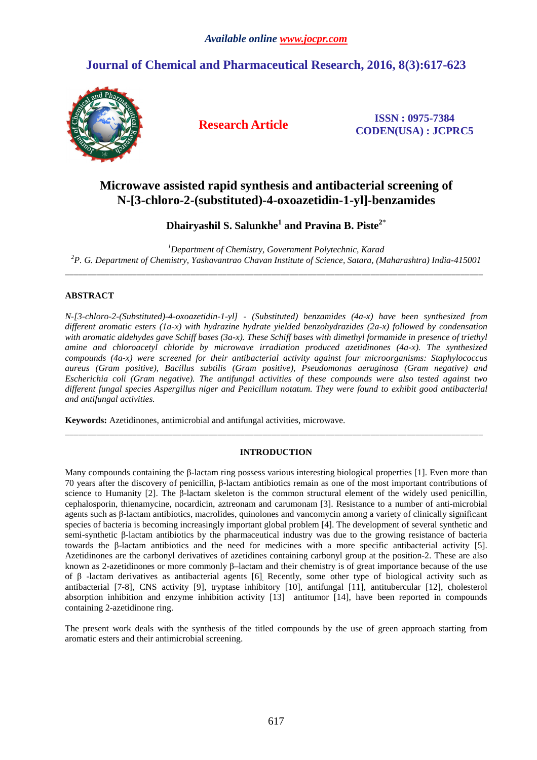*Available online www.jocpr.com*

## Journal of Chemical and Pharmaceutical Research, 2016, 8(3):617-623

**Research Article**

**ISSN : 0975-7384**
**CODEN(USA) : JCPRC5**

# Microwave assisted rapid synthesis and antibacterial screening of N-[3-chloro-2-(substituted)-4-oxoazetidin-1-yl]-benzamides

**Dhairyashil S. Salunkhe[1] and Pravina B. Piste[2*]**

*[1]Department of Chemistry, Government Polytechnic, Karad*
*[2]P. G. Department of Chemistry, Yashavantrao Chavan Institute of Science, Satara, (Maharashtra) India-415001*

---

## ABSTRACT

*N-[3-chloro-2-(Substituted)-4-oxoazetidin-1-yl] - (Substituted) benzamides (4a-x) have been synthesized from different aromatic esters (1a-x) with hydrazine hydrate yielded benzohydrazides (2a-x) followed by condensation with aromatic aldehydes gave Schiff bases (3a-x). These Schiff bases with dimethyl formamide in presence of triethyl amine and chloroacetyl chloride by microwave irradiation produced azetidinones (4a-x). The synthesized compounds (4a-x) were screened for their antibacterial activity against four microorganisms: Staphylococcus aureus (Gram positive), Bacillus subtilis (Gram positive), Pseudomonas aeruginosa (Gram negative) and Escherichia coli (Gram negative). The antifungal activities of these compounds were also tested against two different fungal species Aspergillus niger and Penicillum notatum. They were found to exhibit good antibacterial and antifungal activities.*

**Keywords:** Azetidinones, antimicrobial and antifungal activities, microwave.

---

## INTRODUCTION

Many compounds containing the β-lactam ring possess various interesting biological properties [1]. Even more than 70 years after the discovery of penicillin, β-lactam antibiotics remain as one of the most important contributions of science to Humanity [2]. The β-lactam skeleton is the common structural element of the widely used penicillin, cephalosporin, thienamycine, nocardicin, aztreonam and carumonam [3]. Resistance to a number of anti-microbial agents such as β-lactam antibiotics, macrolides, quinolones and vancomycin among a variety of clinically significant species of bacteria is becoming increasingly important global problem [4]. The development of several synthetic and semi-synthetic β-lactam antibiotics by the pharmaceutical industry was due to the growing resistance of bacteria towards the β-lactam antibiotics and the need for medicines with a more specific antibacterial activity [5]. Azetidinones are the carbonyl derivatives of azetidines containing carbonyl group at the position-2. These are also known as 2-azetidinones or more commonly β–lactam and their chemistry is of great importance because of the use of β -lactam derivatives as antibacterial agents [6]. Recently, some other type of biological activity such as antibacterial [7-8], CNS activity [9], tryptase inhibitory [10], antifungal [11], antitubercular [12], cholesterol absorption inhibition and enzyme inhibition activity [13] antitumor [14], have been reported in compounds containing 2-azetidinone ring.

The present work deals with the synthesis of the titled compounds by the use of green approach starting from aromatic esters and their antimicrobial screening.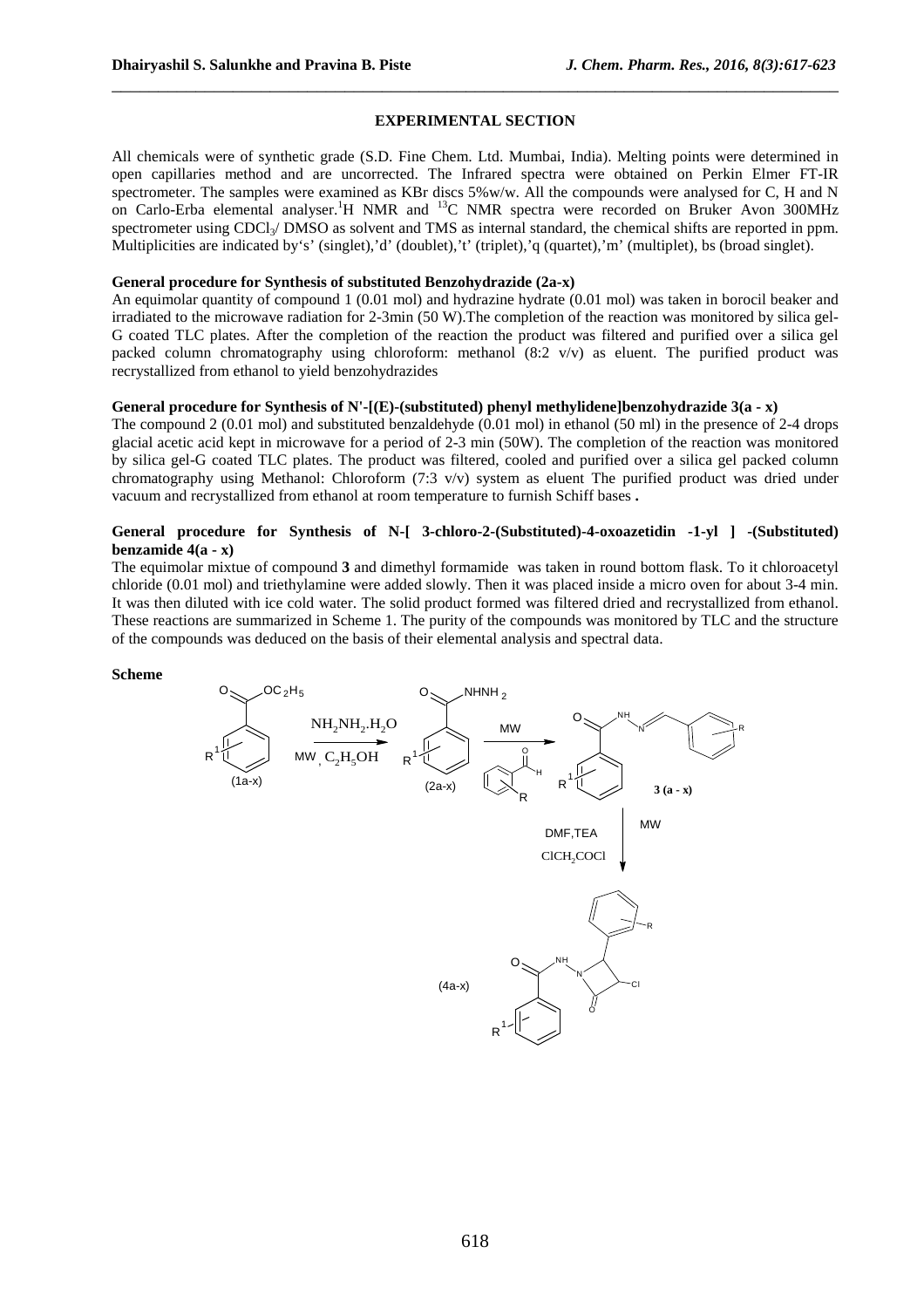## EXPERIMENTAL SECTION

All chemicals were of synthetic grade (S.D. Fine Chem. Ltd. Mumbai, India). Melting points were determined in open capillaries method and are uncorrected. The Infrared spectra were obtained on Perkin Elmer FT-IR spectrometer. The samples were examined as KBr discs 5%w/w. All the compounds were analysed for C, H and N on Carlo-Erba elemental analyser.$^{1}$H NMR and $^{13}$C NMR spectra were recorded on Bruker Avon 300MHz spectrometer using $CDCl_3$/ DMSO as solvent and TMS as internal standard, the chemical shifts are reported in ppm. Multiplicities are indicated by's' (singlet),'d' (doublet),'t' (triplet),'q (quartet),'m' (multiplet), bs (broad singlet).

**General procedure for Synthesis of substituted Benzohydrazide (2a-x)**

An equimolar quantity of compound 1 (0.01 mol) and hydrazine hydrate (0.01 mol) was taken in borocil beaker and irradiated to the microwave radiation for 2-3min (50 W).The completion of the reaction was monitored by silica gel-G coated TLC plates. After the completion of the reaction the product was filtered and purified over a silica gel packed column chromatography using chloroform: methanol (8:2 v/v) as eluent. The purified product was recrystallized from ethanol to yield benzohydrazides

**General procedure for Synthesis of N'-[(E)-(substituted) phenyl methylidene]benzohydrazide 3(a - x)**

The compound 2 (0.01 mol) and substituted benzaldehyde (0.01 mol) in ethanol (50 ml) in the presence of 2-4 drops glacial acetic acid kept in microwave for a period of 2-3 min (50W). The completion of the reaction was monitored by silica gel-G coated TLC plates. The product was filtered, cooled and purified over a silica gel packed column chromatography using Methanol: Chloroform (7:3 v/v) system as eluent The purified product was dried under vacuum and recrystallized from ethanol at room temperature to furnish Schiff bases **.**

**General procedure for Synthesis of N-[ 3-chloro-2-(Substituted)-4-oxoazetidin -1-yl ] -(Substituted) benzamide 4(a - x)**

The equimolar mixtue of compound **3** and dimethyl formamide was taken in round bottom flask. To it chloroacetyl chloride (0.01 mol) and triethylamine were added slowly. Then it was placed inside a micro oven for about 3-4 min. It was then diluted with ice cold water. The solid product formed was filtered dried and recrystallized from ethanol. These reactions are summarized in Scheme 1. The purity of the compounds was monitored by TLC and the structure of the compounds was deduced on the basis of their elemental analysis and spectral data.

**Scheme**

(1a-x) $\xrightarrow[MW,\ C_2H_5OH]{NH_2NH_2.H_2O}$ (2a-x) $\xrightarrow{MW}$ **3 (a - x)** $\xrightarrow[ClCH_2COCl]{MW,\ DMF, TEA}$ (4a-x)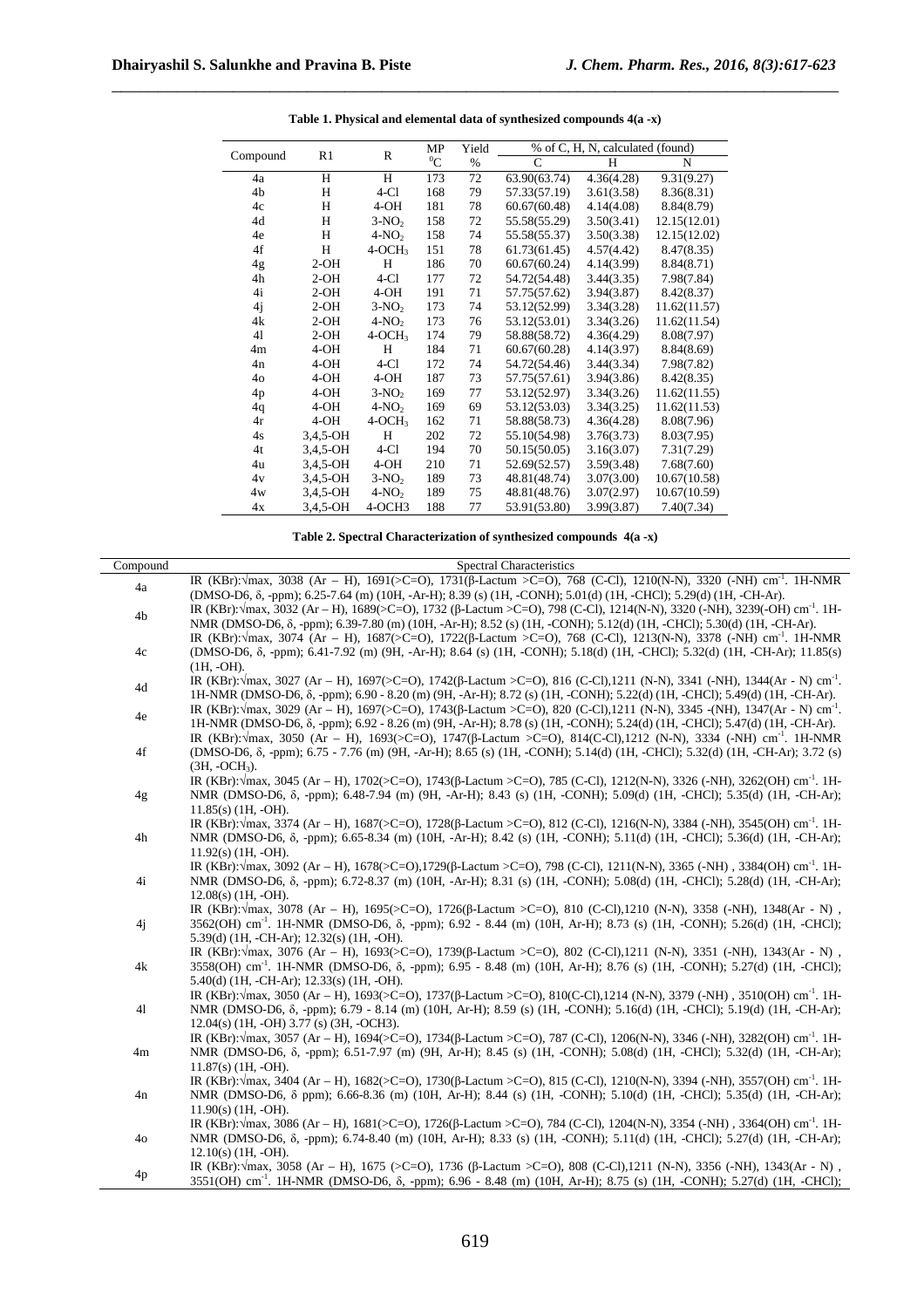**Table 1. Physical and elemental data of synthesized compounds 4(a -x)**

| Compound | R1 | R | MP $^0C$ | Yield % | % of C, H, N, calculated (found) | | |
|---|---|---|---|---|---|---|---|
| | | | | | C | H | N |
| 4a | H | H | 173 | 72 | 63.90(63.74) | 4.36(4.28) | 9.31(9.27) |
| 4b | H | 4-Cl | 168 | 79 | 57.33(57.19) | 3.61(3.58) | 8.36(8.31) |
| 4c | H | 4-OH | 181 | 78 | 60.67(60.48) | 4.14(4.08) | 8.84(8.79) |
| 4d | H | $3-NO_2$ | 158 | 72 | 55.58(55.29) | 3.50(3.41) | 12.15(12.01) |
| 4e | H | $4-NO_2$ | 158 | 74 | 55.58(55.37) | 3.50(3.38) | 12.15(12.02) |
| 4f | H | $4-OCH_3$ | 151 | 78 | 61.73(61.45) | 4.57(4.42) | 8.47(8.35) |
| 4g | 2-OH | H | 186 | 70 | 60.67(60.24) | 4.14(3.99) | 8.84(8.71) |
| 4h | 2-OH | 4-Cl | 177 | 72 | 54.72(54.48) | 3.44(3.35) | 7.98(7.84) |
| 4i | 2-OH | 4-OH | 191 | 71 | 57.75(57.62) | 3.94(3.87) | 8.42(8.37) |
| 4j | 2-OH | $3-NO_2$ | 173 | 74 | 53.12(52.99) | 3.34(3.28) | 11.62(11.57) |
| 4k | 2-OH | $4-NO_2$ | 173 | 76 | 53.12(53.01) | 3.34(3.26) | 11.62(11.54) |
| 4l | 2-OH | $4-OCH_3$ | 174 | 79 | 58.88(58.72) | 4.36(4.29) | 8.08(7.97) |
| 4m | 4-OH | H | 184 | 71 | 60.67(60.28) | 4.14(3.97) | 8.84(8.69) |
| 4n | 4-OH | 4-Cl | 172 | 74 | 54.72(54.46) | 3.44(3.34) | 7.98(7.82) |
| 4o | 4-OH | 4-OH | 187 | 73 | 57.75(57.61) | 3.94(3.86) | 8.42(8.35) |
| 4p | 4-OH | $3-NO_2$ | 169 | 77 | 53.12(52.97) | 3.34(3.26) | 11.62(11.55) |
| 4q | 4-OH | $4-NO_2$ | 169 | 69 | 53.12(53.03) | 3.34(3.25) | 11.62(11.53) |
| 4r | 4-OH | $4-OCH_3$ | 162 | 71 | 58.88(58.73) | 4.36(4.28) | 8.08(7.96) |
| 4s | 3,4,5-OH | H | 202 | 72 | 55.10(54.98) | 3.76(3.73) | 8.03(7.95) |
| 4t | 3,4,5-OH | 4-Cl | 194 | 70 | 50.15(50.05) | 3.16(3.07) | 7.31(7.29) |
| 4u | 3,4,5-OH | 4-OH | 210 | 71 | 52.69(52.57) | 3.59(3.48) | 7.68(7.60) |
| 4v | 3,4,5-OH | $3-NO_2$ | 189 | 73 | 48.81(48.74) | 3.07(3.00) | 10.67(10.58) |
| 4w | 3,4,5-OH | $4-NO_2$ | 189 | 75 | 48.81(48.76) | 3.07(2.97) | 10.67(10.59) |
| 4x | 3,4,5-OH | 4-OCH3 | 188 | 77 | 53.91(53.80) | 3.99(3.87) | 7.40(7.34) |

**Table 2. Spectral Characterization of synthesized compounds 4(a -x)**

| Compound | Spectral Characteristics |
|---|---|
| 4a | IR (KBr):√max, 3038 (Ar – H), 1691(>C=O), 1731(β-Lactum >C=O), 768 (C-Cl), 1210(N-N), 3320 (-NH) $cm^{-1}$. 1H-NMR (DMSO-D6, δ, -ppm); 6.25-7.64 (m) (10H, -Ar-H); 8.39 (s) (1H, -CONH); 5.01(d) (1H, -CHCl); 5.29(d) (1H, -CH-Ar). |
| 4b | IR (KBr):√max, 3032 (Ar – H), 1689(>C=O), 1732 (β-Lactum >C=O), 798 (C-Cl), 1214(N-N), 3320 (-NH), 3239(-OH) $cm^{-1}$. 1H-NMR (DMSO-D6, δ, -ppm); 6.39-7.80 (m) (10H, -Ar-H); 8.52 (s) (1H, -CONH); 5.12(d) (1H, -CHCl); 5.30(d) (1H, -CH-Ar). |
| 4c | IR (KBr):√max, 3074 (Ar – H), 1687(>C=O), 1722(β-Lactum >C=O), 768 (C-Cl), 1213(N-N), 3378 (-NH) $cm^{-1}$. 1H-NMR (DMSO-D6, δ, -ppm); 6.41-7.92 (m) (9H, -Ar-H); 8.64 (s) (1H, -CONH); 5.18(d) (1H, -CHCl); 5.32(d) (1H, -CH-Ar); 11.85(s) (1H, -OH). |
| 4d | IR (KBr):√max, 3027 (Ar – H), 1697(>C=O), 1742(β-Lactum >C=O), 816 (C-Cl),1211 (N-N), 3341 (-NH), 1344(Ar - N) $cm^{-1}$. 1H-NMR (DMSO-D6, δ, -ppm); 6.90 - 8.20 (m) (9H, -Ar-H); 8.72 (s) (1H, -CONH); 5.22(d) (1H, -CHCl); 5.49(d) (1H, -CH-Ar). |
| 4e | IR (KBr):√max, 3029 (Ar – H), 1697(>C=O), 1743(β-Lactum >C=O), 820 (C-Cl),1211 (N-N), 3345 -(NH), 1347(Ar - N) $cm^{-1}$. 1H-NMR (DMSO-D6, δ, -ppm); 6.92 - 8.26 (m) (9H, -Ar-H); 8.78 (s) (1H, -CONH); 5.24(d) (1H, -CHCl); 5.47(d) (1H, -CH-Ar). |
| 4f | IR (KBr):√max, 3050 (Ar – H), 1693(>C=O), 1747(β-Lactum >C=O), 814(C-Cl),1212 (N-N), 3334 (-NH) $cm^{-1}$. 1H-NMR (DMSO-D6, δ, -ppm); 6.75 - 7.76 (m) (9H, -Ar-H); 8.65 (s) (1H, -CONH); 5.14(d) (1H, -CHCl); 5.32(d) (1H, -CH-Ar); 3.72 (s) (3H, $-OCH_3$). |
| 4g | IR (KBr):√max, 3045 (Ar – H), 1702(>C=O), 1743(β-Lactum >C=O), 785 (C-Cl), 1212(N-N), 3326 (-NH), 3262(OH) $cm^{-1}$. 1H-NMR (DMSO-D6, δ, -ppm); 6.48-7.94 (m) (9H, -Ar-H); 8.43 (s) (1H, -CONH); 5.09(d) (1H, -CHCl); 5.35(d) (1H, -CH-Ar); 11.85(s) (1H, -OH). |
| 4h | IR (KBr):√max, 3374 (Ar – H), 1687(>C=O), 1728(β-Lactum >C=O), 812 (C-Cl), 1216(N-N), 3384 (-NH), 3545(OH) $cm^{-1}$. 1H-NMR (DMSO-D6, δ, -ppm); 6.65-8.34 (m) (10H, -Ar-H); 8.42 (s) (1H, -CONH); 5.11(d) (1H, -CHCl); 5.36(d) (1H, -CH-Ar); 11.92(s) (1H, -OH). |
| 4i | IR (KBr):√max, 3092 (Ar – H), 1678(>C=O),1729(β-Lactum >C=O), 798 (C-Cl), 1211(N-N), 3365 (-NH) , 3384(OH) $cm^{-1}$. 1H-NMR (DMSO-D6, δ, -ppm); 6.72-8.37 (m) (10H, -Ar-H); 8.31 (s) (1H, -CONH); 5.08(d) (1H, -CHCl); 5.28(d) (1H, -CH-Ar); 12.08(s) (1H, -OH). |
| 4j | IR (KBr):√max, 3078 (Ar – H), 1695(>C=O), 1726(β-Lactum >C=O), 810 (C-Cl),1210 (N-N), 3358 (-NH), 1348(Ar - N) , 3562(OH) $cm^{-1}$. 1H-NMR (DMSO-D6, δ, -ppm); 6.92 - 8.44 (m) (10H, Ar-H); 8.73 (s) (1H, -CONH); 5.26(d) (1H, -CHCl); 5.39(d) (1H, -CH-Ar); 12.32(s) (1H, -OH). |
| 4k | IR (KBr):√max, 3076 (Ar – H), 1693(>C=O), 1739(β-Lactum >C=O), 802 (C-Cl),1211 (N-N), 3351 (-NH), 1343(Ar - N) , 3558(OH) $cm^{-1}$. 1H-NMR (DMSO-D6, δ, -ppm); 6.95 - 8.48 (m) (10H, Ar-H); 8.76 (s) (1H, -CONH); 5.27(d) (1H, -CHCl); 5.40(d) (1H, -CH-Ar); 12.33(s) (1H, -OH). |
| 4l | IR (KBr):√max, 3050 (Ar – H), 1693(>C=O), 1737(β-Lactum >C=O), 810(C-Cl),1214 (N-N), 3379 (-NH) , 3510(OH) $cm^{-1}$. 1H-NMR (DMSO-D6, δ, -ppm); 6.79 - 8.14 (m) (10H, Ar-H); 8.59 (s) (1H, -CONH); 5.16(d) (1H, -CHCl); 5.19(d) (1H, -CH-Ar); 12.04(s) (1H, -OH) 3.77 (s) (3H, -OCH3). |
| 4m | IR (KBr):√max, 3057 (Ar – H), 1694(>C=O), 1734(β-Lactum >C=O), 787 (C-Cl), 1206(N-N), 3346 (-NH), 3282(OH) $cm^{-1}$. 1H-NMR (DMSO-D6, δ, -ppm); 6.51-7.97 (m) (9H, Ar-H); 8.45 (s) (1H, -CONH); 5.08(d) (1H, -CHCl); 5.32(d) (1H, -CH-Ar); 11.87(s) (1H, -OH). |
| 4n | IR (KBr):√max, 3404 (Ar – H), 1682(>C=O), 1730(β-Lactum >C=O), 815 (C-Cl), 1210(N-N), 3394 (-NH), 3557(OH) $cm^{-1}$. 1H-NMR (DMSO-D6, δ ppm); 6.66-8.36 (m) (10H, Ar-H); 8.44 (s) (1H, -CONH); 5.10(d) (1H, -CHCl); 5.35(d) (1H, -CH-Ar); 11.90(s) (1H, -OH). |
| 4o | IR (KBr):√max, 3086 (Ar – H), 1681(>C=O), 1726(β-Lactum >C=O), 784 (C-Cl), 1204(N-N), 3354 (-NH) , 3364(OH) $cm^{-1}$. 1H-NMR (DMSO-D6, δ, -ppm); 6.74-8.40 (m) (10H, Ar-H); 8.33 (s) (1H, -CONH); 5.11(d) (1H, -CHCl); 5.27(d) (1H, -CH-Ar); 12.10(s) (1H, -OH). |
| 4p | IR (KBr):√max, 3058 (Ar – H), 1675 (>C=O), 1736 (β-Lactum >C=O), 808 (C-Cl),1211 (N-N), 3356 (-NH), 1343(Ar - N) , 3551(OH) $cm^{-1}$. 1H-NMR (DMSO-D6, δ, -ppm); 6.96 - 8.48 (m) (10H, Ar-H); 8.75 (s) (1H, -CONH); 5.27(d) (1H, -CHCl); |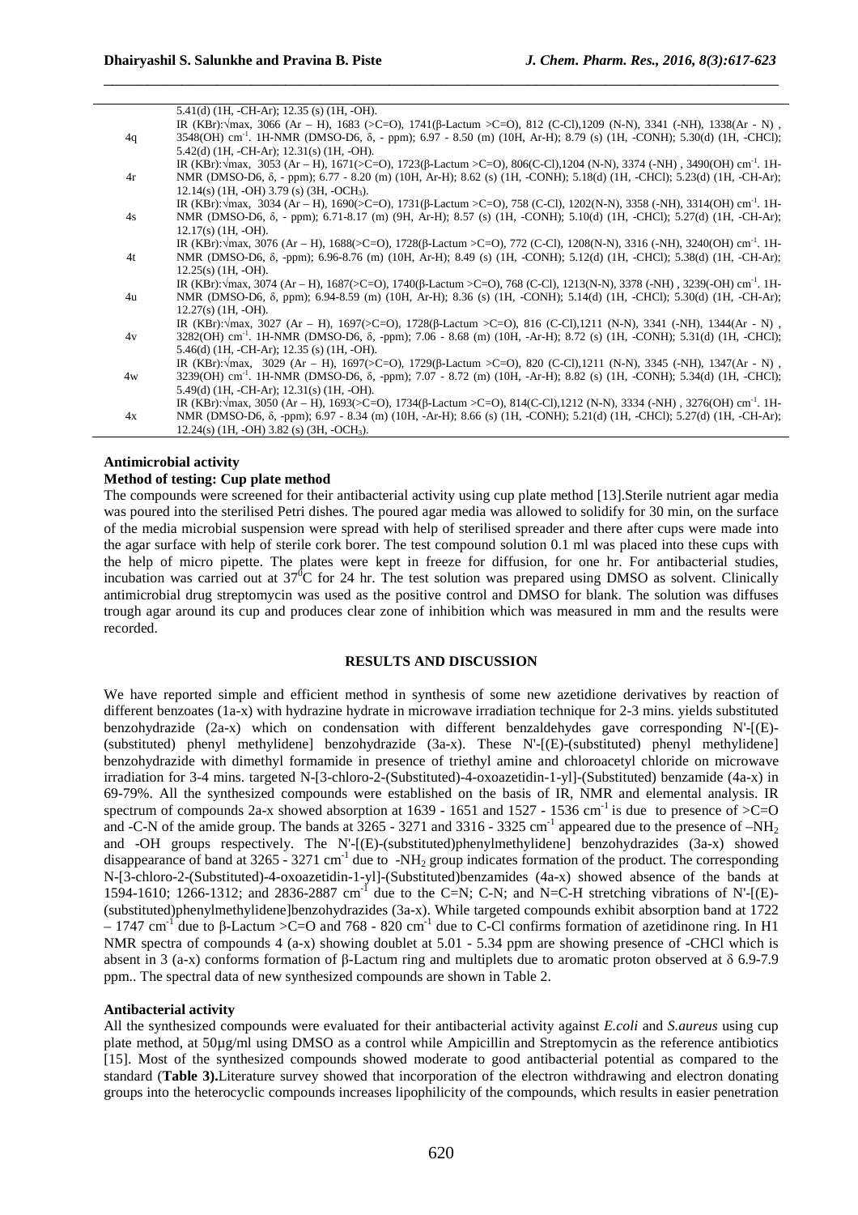| | |
|---|---|
| | 5.41(d) (1H, -CH-Ar); 12.35 (s) (1H, -OH). |
| 4q | IR (KBr):√max, 3066 (Ar – H), 1683 (>C=O), 1741(β-Lactum >C=O), 812 (C-Cl),1209 (N-N), 3341 (-NH), 1338(Ar - N) , 3548(OH) $cm^{-1}$. 1H-NMR (DMSO-D6, δ, - ppm); 6.97 - 8.50 (m) (10H, Ar-H); 8.79 (s) (1H, -CONH); 5.30(d) (1H, -CHCl); 5.42(d) (1H, -CH-Ar); 12.31(s) (1H, -OH). |
| 4r | IR (KBr):√max, 3053 (Ar – H), 1671(>C=O), 1723(β-Lactum >C=O), 806(C-Cl),1204 (N-N), 3374 (-NH) , 3490(OH) $cm^{-1}$. 1H-NMR (DMSO-D6, δ, - ppm); 6.77 - 8.20 (m) (10H, Ar-H); 8.62 (s) (1H, -CONH); 5.18(d) (1H, -CHCl); 5.23(d) (1H, -CH-Ar); 12.14(s) (1H, -OH) 3.79 (s) (3H, $-OCH_3$). |
| 4s | IR (KBr):√max, 3034 (Ar – H), 1690(>C=O), 1731(β-Lactum >C=O), 758 (C-Cl), 1202(N-N), 3358 (-NH), 3314(OH) $cm^{-1}$. 1H-NMR (DMSO-D6, δ, - ppm); 6.71-8.17 (m) (9H, Ar-H); 8.57 (s) (1H, -CONH); 5.10(d) (1H, -CHCl); 5.27(d) (1H, -CH-Ar); 12.17(s) (1H, -OH). |
| 4t | IR (KBr):√max, 3076 (Ar – H), 1688(>C=O), 1728(β-Lactum >C=O), 772 (C-Cl), 1208(N-N), 3316 (-NH), 3240(OH) $cm^{-1}$. 1H-NMR (DMSO-D6, δ, -ppm); 6.96-8.76 (m) (10H, Ar-H); 8.49 (s) (1H, -CONH); 5.12(d) (1H, -CHCl); 5.38(d) (1H, -CH-Ar); 12.25(s) (1H, -OH). |
| 4u | IR (KBr):√max, 3074 (Ar – H), 1687(>C=O), 1740(β-Lactum >C=O), 768 (C-Cl), 1213(N-N), 3378 (-NH) , 3239(-OH) $cm^{-1}$. 1H-NMR (DMSO-D6, δ, ppm); 6.94-8.59 (m) (10H, Ar-H); 8.36 (s) (1H, -CONH); 5.14(d) (1H, -CHCl); 5.30(d) (1H, -CH-Ar); 12.27(s) (1H, -OH). |
| 4v | IR (KBr):√max, 3027 (Ar – H), 1697(>C=O), 1728(β-Lactum >C=O), 816 (C-Cl),1211 (N-N), 3341 (-NH), 1344(Ar - N) , 3282(OH) $cm^{-1}$. 1H-NMR (DMSO-D6, δ, -ppm); 7.06 - 8.68 (m) (10H, -Ar-H); 8.72 (s) (1H, -CONH); 5.31(d) (1H, -CHCl); 5.46(d) (1H, -CH-Ar); 12.35 (s) (1H, -OH). |
| 4w | IR (KBr):√max, 3029 (Ar – H), 1697(>C=O), 1729(β-Lactum >C=O), 820 (C-Cl),1211 (N-N), 3345 (-NH), 1347(Ar - N) , 3239(OH) $cm^{-1}$. 1H-NMR (DMSO-D6, δ, -ppm); 7.07 - 8.72 (m) (10H, -Ar-H); 8.82 (s) (1H, -CONH); 5.34(d) (1H, -CHCl); 5.49(d) (1H, -CH-Ar); 12.31(s) (1H, -OH). |
| 4x | IR (KBr):√max, 3050 (Ar – H), 1693(>C=O), 1734(β-Lactum >C=O), 814(C-Cl),1212 (N-N), 3334 (-NH) , 3276(OH) $cm^{-1}$. 1H-NMR (DMSO-D6, δ, -ppm); 6.97 - 8.34 (m) (10H, -Ar-H); 8.66 (s) (1H, -CONH); 5.21(d) (1H, -CHCl); 5.27(d) (1H, -CH-Ar); 12.24(s) (1H, -OH) 3.82 (s) (3H, $-OCH_3$). |

**Antimicrobial activity**

**Method of testing: Cup plate method**

The compounds were screened for their antibacterial activity using cup plate method [13].Sterile nutrient agar media was poured into the sterilised Petri dishes. The poured agar media was allowed to solidify for 30 min, on the surface of the media microbial suspension were spread with help of sterilised spreader and there after cups were made into the agar surface with help of sterile cork borer. The test compound solution 0.1 ml was placed into these cups with the help of micro pipette. The plates were kept in freeze for diffusion, for one hr. For antibacterial studies, incubation was carried out at $37^0$C for 24 hr. The test solution was prepared using DMSO as solvent. Clinically antimicrobial drug streptomycin was used as the positive control and DMSO for blank. The solution was diffuses trough agar around its cup and produces clear zone of inhibition which was measured in mm and the results were recorded.

## RESULTS AND DISCUSSION

We have reported simple and efficient method in synthesis of some new azetidione derivatives by reaction of different benzoates (1a-x) with hydrazine hydrate in microwave irradiation technique for 2-3 mins. yields substituted benzohydrazide (2a-x) which on condensation with different benzaldehydes gave corresponding N'-[(E)-(substituted) phenyl methylidene] benzohydrazide (3a-x). These N'-[(E)-(substituted) phenyl methylidene] benzohydrazide with dimethyl formamide in presence of triethyl amine and chloroacetyl chloride on microwave irradiation for 3-4 mins. targeted N-[3-chloro-2-(Substituted)-4-oxoazetidin-1-yl]-(Substituted) benzamide (4a-x) in 69-79%. All the synthesized compounds were established on the basis of IR, NMR and elemental analysis. IR spectrum of compounds 2a-x showed absorption at 1639 - 1651 and 1527 - 1536 $cm^{-1}$ is due to presence of >C=O and -C-N of the amide group. The bands at 3265 - 3271 and 3316 - 3325 $cm^{-1}$ appeared due to the presence of $-NH_2$ and -OH groups respectively. The N'-[(E)-(substituted)phenylmethylidene] benzohydrazides (3a-x) showed disappearance of band at 3265 - 3271 $cm^{-1}$ due to $-NH_2$ group indicates formation of the product. The corresponding N-[3-chloro-2-(Substituted)-4-oxoazetidin-1-yl]-(Substituted)benzamides (4a-x) showed absence of the bands at 1594-1610; 1266-1312; and 2836-2887 $cm^{-1}$ due to the C=N; C-N; and N=C-H stretching vibrations of N'-[(E)-(substituted)phenylmethylidene]benzohydrazides (3a-x). While targeted compounds exhibit absorption band at 1722 – 1747 $cm^{-1}$ due to β-Lactum >C=O and 768 - 820 $cm^{-1}$ due to C-Cl confirms formation of azetidinone ring. In H1 NMR spectra of compounds 4 (a-x) showing doublet at 5.01 - 5.34 ppm are showing presence of -CHCl which is absent in 3 (a-x) conforms formation of β-Lactum ring and multiplets due to aromatic proton observed at δ 6.9-7.9 ppm.. The spectral data of new synthesized compounds are shown in Table 2.

**Antibacterial activity**

All the synthesized compounds were evaluated for their antibacterial activity against *E.coli* and *S.aureus* using cup plate method, at 50µg/ml using DMSO as a control while Ampicillin and Streptomycin as the reference antibiotics [15]. Most of the synthesized compounds showed moderate to good antibacterial potential as compared to the standard (**Table 3).**Literature survey showed that incorporation of the electron withdrawing and electron donating groups into the heterocyclic compounds increases lipophilicity of the compounds, which results in easier penetration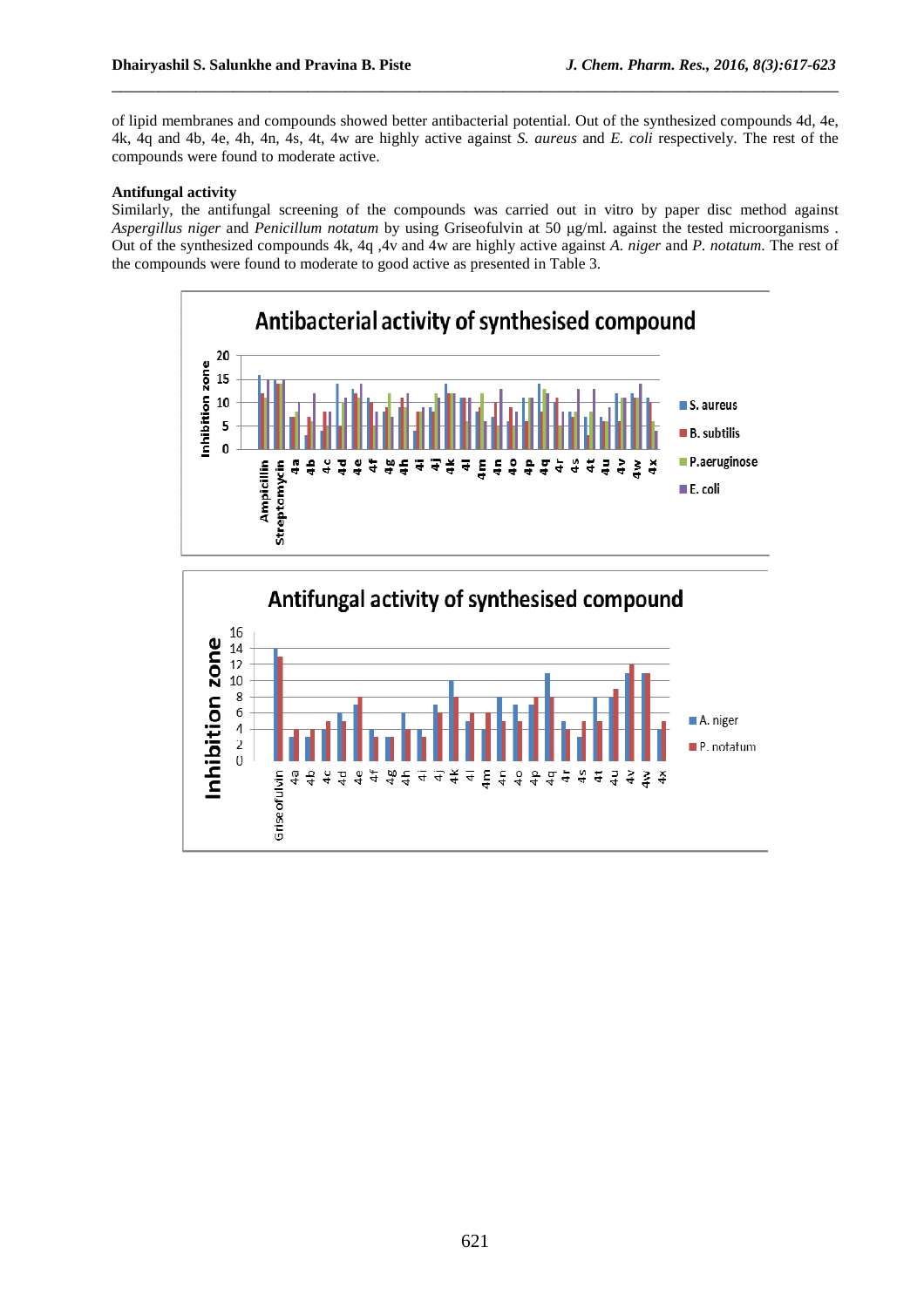of lipid membranes and compounds showed better antibacterial potential. Out of the synthesized compounds 4d, 4e, 4k, 4q and 4b, 4e, 4h, 4n, 4s, 4t, 4w are highly active against *S. aureus* and *E. coli* respectively. The rest of the compounds were found to moderate active.

**Antifungal activity**

Similarly, the antifungal screening of the compounds was carried out in vitro by paper disc method against *Aspergillus niger* and *Penicillum notatum* by using Griseofulvin at 50 µg/ml. against the tested microorganisms . Out of the synthesized compounds 4k, 4q ,4v and 4w are highly active against *A. niger* and *P. notatum*. The rest of the compounds were found to moderate to good active as presented in Table 3.

Antibacterial activity of synthesised compound

Antifungal activity of synthesised compound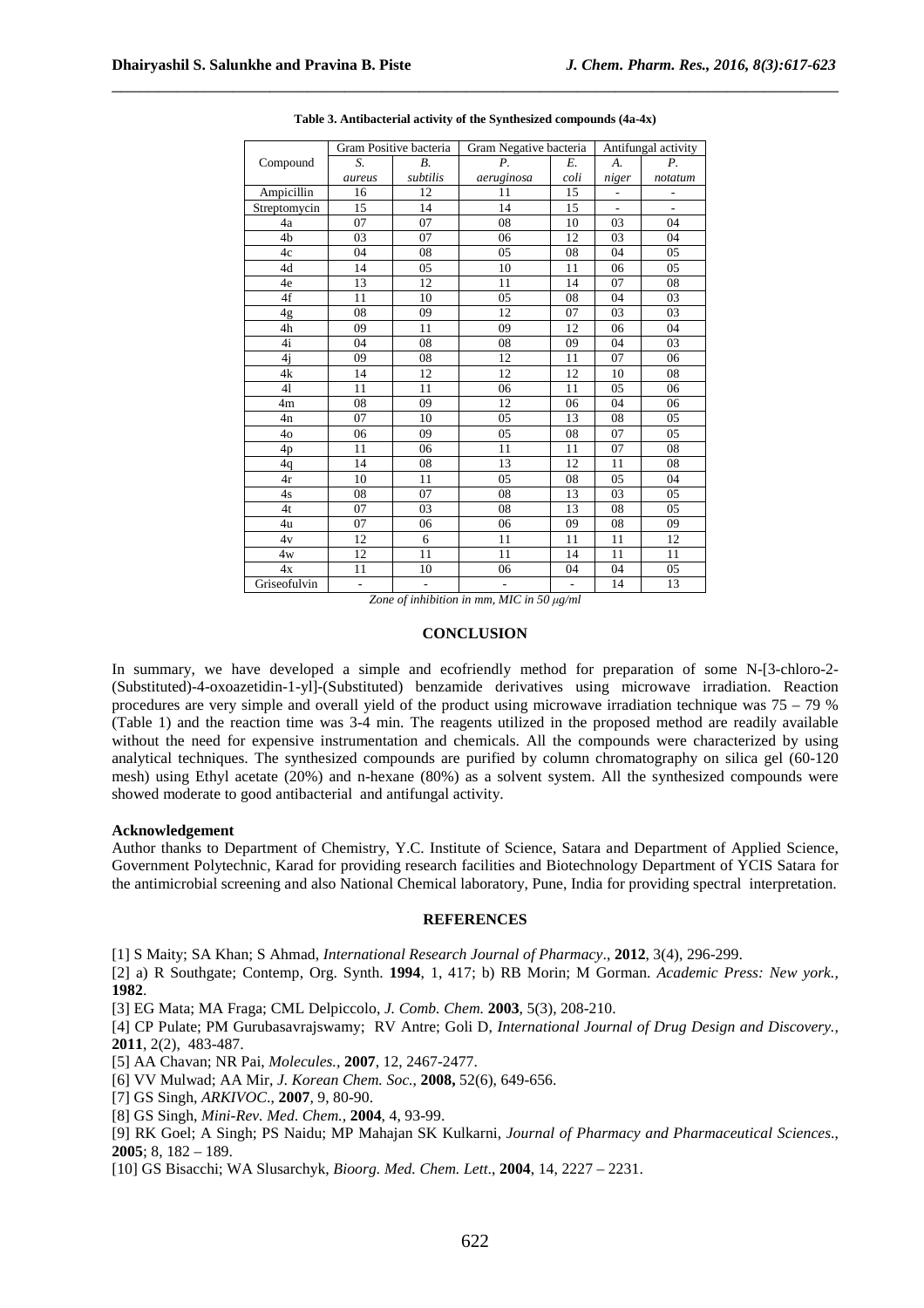**Table 3. Antibacterial activity of the Synthesized compounds (4a-4x)**

| Compound | Gram Positive bacteria | | Gram Negative bacteria | | Antifungal activity | |
|---|---|---|---|---|---|---|
| | *S. aureus* | *B. subtilis* | *P. aeruginosa* | *E. coli* | *A. niger* | *P. notatum* |
| Ampicillin | 16 | 12 | 11 | 15 | - | - |
| Streptomycin | 15 | 14 | 14 | 15 | - | - |
| 4a | 07 | 07 | 08 | 10 | 03 | 04 |
| 4b | 03 | 07 | 06 | 12 | 03 | 04 |
| 4c | 04 | 08 | 05 | 08 | 04 | 05 |
| 4d | 14 | 05 | 10 | 11 | 06 | 05 |
| 4e | 13 | 12 | 11 | 14 | 07 | 08 |
| 4f | 11 | 10 | 05 | 08 | 04 | 03 |
| 4g | 08 | 09 | 12 | 07 | 03 | 03 |
| 4h | 09 | 11 | 09 | 12 | 06 | 04 |
| 4i | 04 | 08 | 08 | 09 | 04 | 03 |
| 4j | 09 | 08 | 12 | 11 | 07 | 06 |
| 4k | 14 | 12 | 12 | 12 | 10 | 08 |
| 4l | 11 | 11 | 06 | 11 | 05 | 06 |
| 4m | 08 | 09 | 12 | 06 | 04 | 06 |
| 4n | 07 | 10 | 05 | 13 | 08 | 05 |
| 4o | 06 | 09 | 05 | 08 | 07 | 05 |
| 4p | 11 | 06 | 11 | 11 | 07 | 08 |
| 4q | 14 | 08 | 13 | 12 | 11 | 08 |
| 4r | 10 | 11 | 05 | 08 | 05 | 04 |
| 4s | 08 | 07 | 08 | 13 | 03 | 05 |
| 4t | 07 | 03 | 08 | 13 | 08 | 05 |
| 4u | 07 | 06 | 06 | 09 | 08 | 09 |
| 4v | 12 | 6 | 11 | 11 | 11 | 12 |
| 4w | 12 | 11 | 11 | 14 | 11 | 11 |
| 4x | 11 | 10 | 06 | 04 | 04 | 05 |
| Griseofulvin | - | - | - | - | 14 | 13 |

*Zone of inhibition in mm, MIC in 50 μg/ml*

## CONCLUSION

In summary, we have developed a simple and ecofriendly method for preparation of some N-[3-chloro-2-(Substituted)-4-oxoazetidin-1-yl]-(Substituted) benzamide derivatives using microwave irradiation. Reaction procedures are very simple and overall yield of the product using microwave irradiation technique was 75 – 79 % (Table 1) and the reaction time was 3-4 min. The reagents utilized in the proposed method are readily available without the need for expensive instrumentation and chemicals. All the compounds were characterized by using analytical techniques. The synthesized compounds are purified by column chromatography on silica gel (60-120 mesh) using Ethyl acetate (20%) and n-hexane (80%) as a solvent system. All the synthesized compounds were showed moderate to good antibacterial and antifungal activity.

**Acknowledgement**

Author thanks to Department of Chemistry, Y.C. Institute of Science, Satara and Department of Applied Science, Government Polytechnic, Karad for providing research facilities and Biotechnology Department of YCIS Satara for the antimicrobial screening and also National Chemical laboratory, Pune, India for providing spectral interpretation.

## REFERENCES

[1] S Maity; SA Khan; S Ahmad, *International Research Journal of Pharmacy*., **2012**, 3(4), 296-299.

[2] a) R Southgate; Contemp, Org. Synth. **1994**, 1, 417; b) RB Morin; M Gorman. *Academic Press: New york.,* **1982**.

[3] EG Mata; MA Fraga; CML Delpiccolo, *J. Comb. Chem.* **2003**, 5(3), 208-210.

[4] CP Pulate; PM Gurubasavrajswamy; RV Antre; Goli D, *International Journal of Drug Design and Discovery.,* **2011**, 2(2), 483-487.

[5] AA Chavan; NR Pai, *Molecules.,* **2007**, 12, 2467-2477.

[6] VV Mulwad; AA Mir, *J. Korean Chem. Soc.*, **2008,** 52(6), 649-656.

[7] GS Singh, *ARKIVOC*., **2007**, 9, 80-90.

[8] GS Singh, *Mini-Rev. Med. Chem.,* **2004**, 4, 93-99.

[9] RK Goel; A Singh; PS Naidu; MP Mahajan SK Kulkarni, *Journal of Pharmacy and Pharmaceutical Sciences*., **2005**; 8, 182 – 189.

[10] GS Bisacchi; WA Slusarchyk, *Bioorg. Med. Chem. Lett*., **2004**, 14, 2227 – 2231.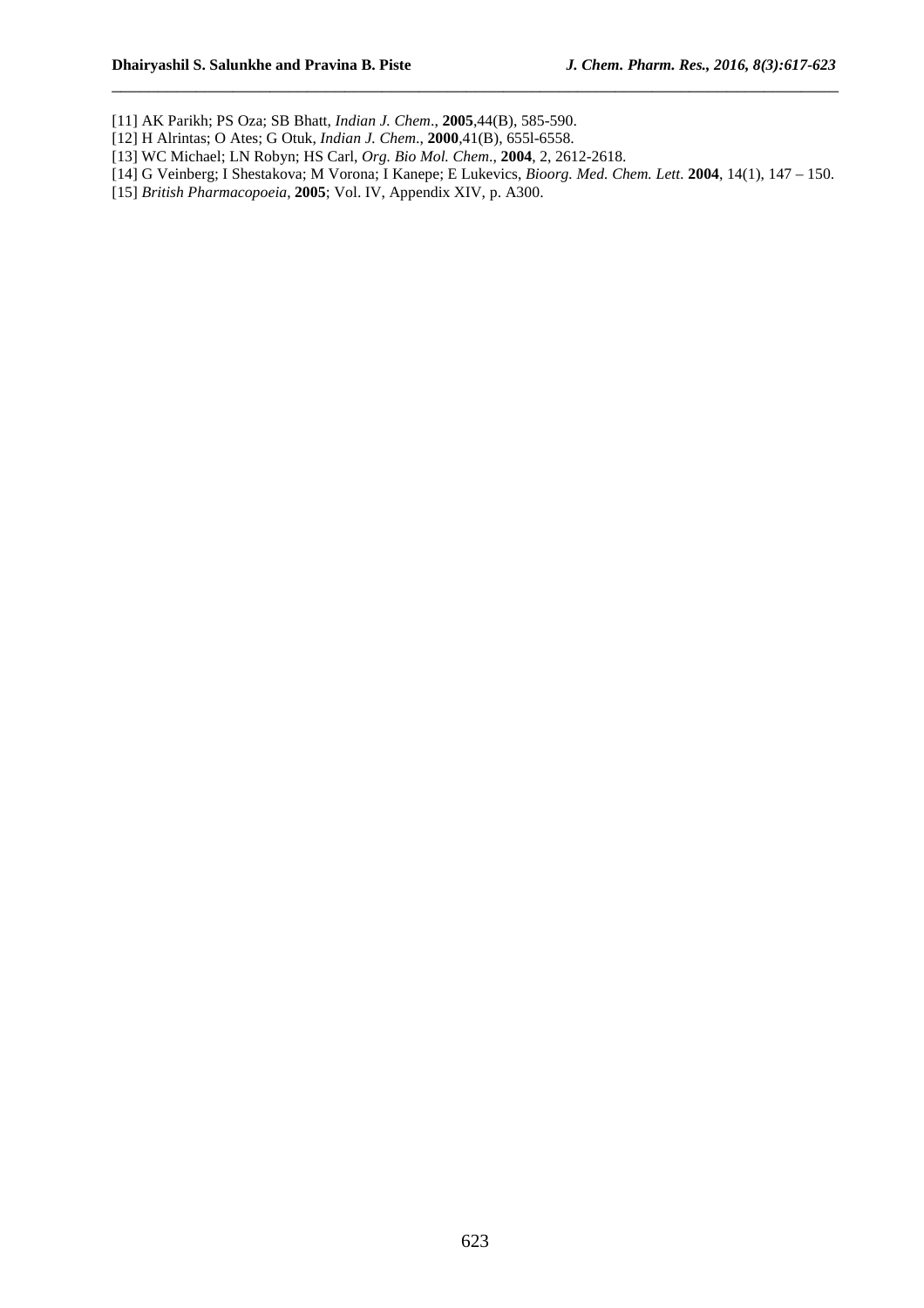[11] AK Parikh; PS Oza; SB Bhatt, *Indian J. Chem*., **2005**,44(B), 585-590.
[12] H Alrintas; O Ates; G Otuk, *Indian J. Chem*., **2000**,41(B), 655l-6558.
[13] WC Michael; LN Robyn; HS Carl, *Org. Bio Mol. Chem*., **2004**, 2, 2612-2618.
[14] G Veinberg; I Shestakova; M Vorona; I Kanepe; E Lukevics, *Bioorg. Med. Chem. Lett.* **2004**, 14(1), 147 – 150.
[15] *British Pharmacopoeia*, **2005**; Vol. IV, Appendix XIV, p. A300.